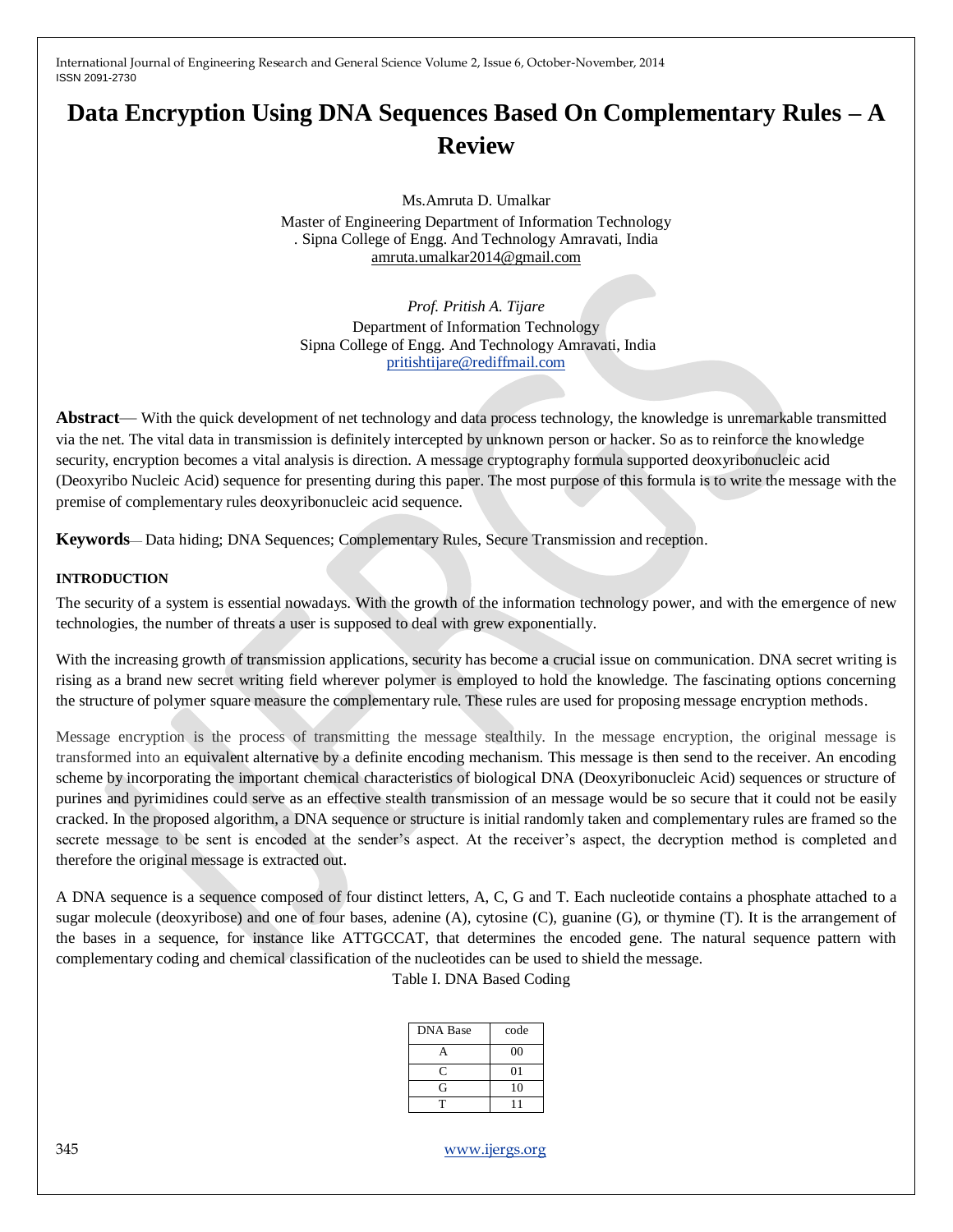# Data Encryption Using DNA Sequences Based On Complementary Rules – A Review

Ms.Amruta D. Umalkar
Master of Engineering Department of Information Technology
. Sipna College of Engg. And Technology Amravati, India
amruta.umalkar2014@gmail.com

*Prof. Pritish A. Tijare*
Department of Information Technology
Sipna College of Engg. And Technology Amravati, India
pritishtijare@rediffmail.com

**Abstract**— With the quick development of net technology and data process technology, the knowledge is unremarkable transmitted via the net. The vital data in transmission is definitely intercepted by unknown person or hacker. So as to reinforce the knowledge security, encryption becomes a vital analysis is direction. A message cryptography formula supported deoxyribonucleic acid (Deoxyribo Nucleic Acid) sequence for presenting during this paper. The most purpose of this formula is to write the message with the premise of complementary rules deoxyribonucleic acid sequence.

**Keywords**— Data hiding; DNA Sequences; Complementary Rules, Secure Transmission and reception.

## INTRODUCTION

The security of a system is essential nowadays. With the growth of the information technology power, and with the emergence of new technologies, the number of threats a user is supposed to deal with grew exponentially.

With the increasing growth of transmission applications, security has become a crucial issue on communication. DNA secret writing is rising as a brand new secret writing field wherever polymer is employed to hold the knowledge. The fascinating options concerning the structure of polymer square measure the complementary rule. These rules are used for proposing message encryption methods.

Message encryption is the process of transmitting the message stealthily. In the message encryption, the original message is transformed into an equivalent alternative by a definite encoding mechanism. This message is then send to the receiver. An encoding scheme by incorporating the important chemical characteristics of biological DNA (Deoxyribonucleic Acid) sequences or structure of purines and pyrimidines could serve as an effective stealth transmission of an message would be so secure that it could not be easily cracked. In the proposed algorithm, a DNA sequence or structure is initial randomly taken and complementary rules are framed so the secrete message to be sent is encoded at the sender's aspect. At the receiver's aspect, the decryption method is completed and therefore the original message is extracted out.

A DNA sequence is a sequence composed of four distinct letters, A, C, G and T. Each nucleotide contains a phosphate attached to a sugar molecule (deoxyribose) and one of four bases, adenine (A), cytosine (C), guanine (G), or thymine (T). It is the arrangement of the bases in a sequence, for instance like ATTGCCAT, that determines the encoded gene. The natural sequence pattern with complementary coding and chemical classification of the nucleotides can be used to shield the message.

Table I. DNA Based Coding

| DNA Base | code |
|---|---|
| A | 00 |
| C | 01 |
| G | 10 |
| T | 11 |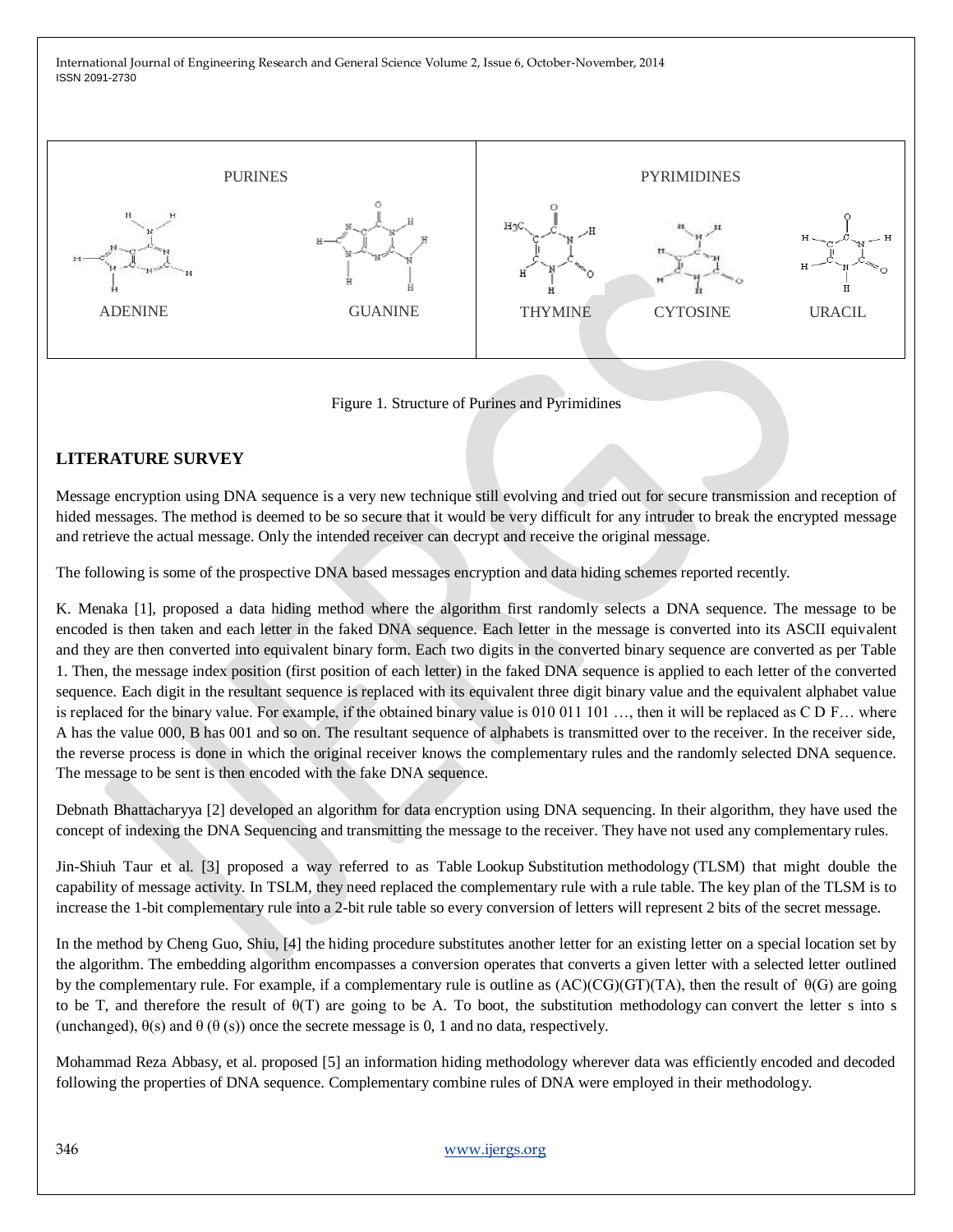PURINES

ADENINE

GUANINE

PYRIMIDINES

THYMINE

CYTOSINE

URACIL

Figure 1. Structure of Purines and Pyrimidines

## LITERATURE SURVEY

Message encryption using DNA sequence is a very new technique still evolving and tried out for secure transmission and reception of hided messages. The method is deemed to be so secure that it would be very difficult for any intruder to break the encrypted message and retrieve the actual message. Only the intended receiver can decrypt and receive the original message.

The following is some of the prospective DNA based messages encryption and data hiding schemes reported recently.

K. Menaka [1], proposed a data hiding method where the algorithm first randomly selects a DNA sequence. The message to be encoded is then taken and each letter in the faked DNA sequence. Each letter in the message is converted into its ASCII equivalent and they are then converted into equivalent binary form. Each two digits in the converted binary sequence are converted as per Table 1. Then, the message index position (first position of each letter) in the faked DNA sequence is applied to each letter of the converted sequence. Each digit in the resultant sequence is replaced with its equivalent three digit binary value and the equivalent alphabet value is replaced for the binary value. For example, if the obtained binary value is 010 011 101 …, then it will be replaced as C D F… where A has the value 000, B has 001 and so on. The resultant sequence of alphabets is transmitted over to the receiver. In the receiver side, the reverse process is done in which the original receiver knows the complementary rules and the randomly selected DNA sequence. The message to be sent is then encoded with the fake DNA sequence.

Debnath Bhattacharyya [2] developed an algorithm for data encryption using DNA sequencing. In their algorithm, they have used the concept of indexing the DNA Sequencing and transmitting the message to the receiver. They have not used any complementary rules.

Jin-Shiuh Taur et al. [3] proposed a way referred to as Table Lookup Substitution methodology (TLSM) that might double the capability of message activity. In TSLM, they need replaced the complementary rule with a rule table. The key plan of the TLSM is to increase the 1-bit complementary rule into a 2-bit rule table so every conversion of letters will represent 2 bits of the secret message.

In the method by Cheng Guo, Shiu, [4] the hiding procedure substitutes another letter for an existing letter on a special location set by the algorithm. The embedding algorithm encompasses a conversion operates that converts a given letter with a selected letter outlined by the complementary rule. For example, if a complementary rule is outline as (AC)(CG)(GT)(TA), then the result of $\theta(G)$ are going to be T, and therefore the result of $\theta(T)$ are going to be A. To boot, the substitution methodology can convert the letter s into s (unchanged), $\theta(s)$ and $\theta(\theta(s))$ once the secrete message is 0, 1 and no data, respectively.

Mohammad Reza Abbasy, et al. proposed [5] an information hiding methodology wherever data was efficiently encoded and decoded following the properties of DNA sequence. Complementary combine rules of DNA were employed in their methodology.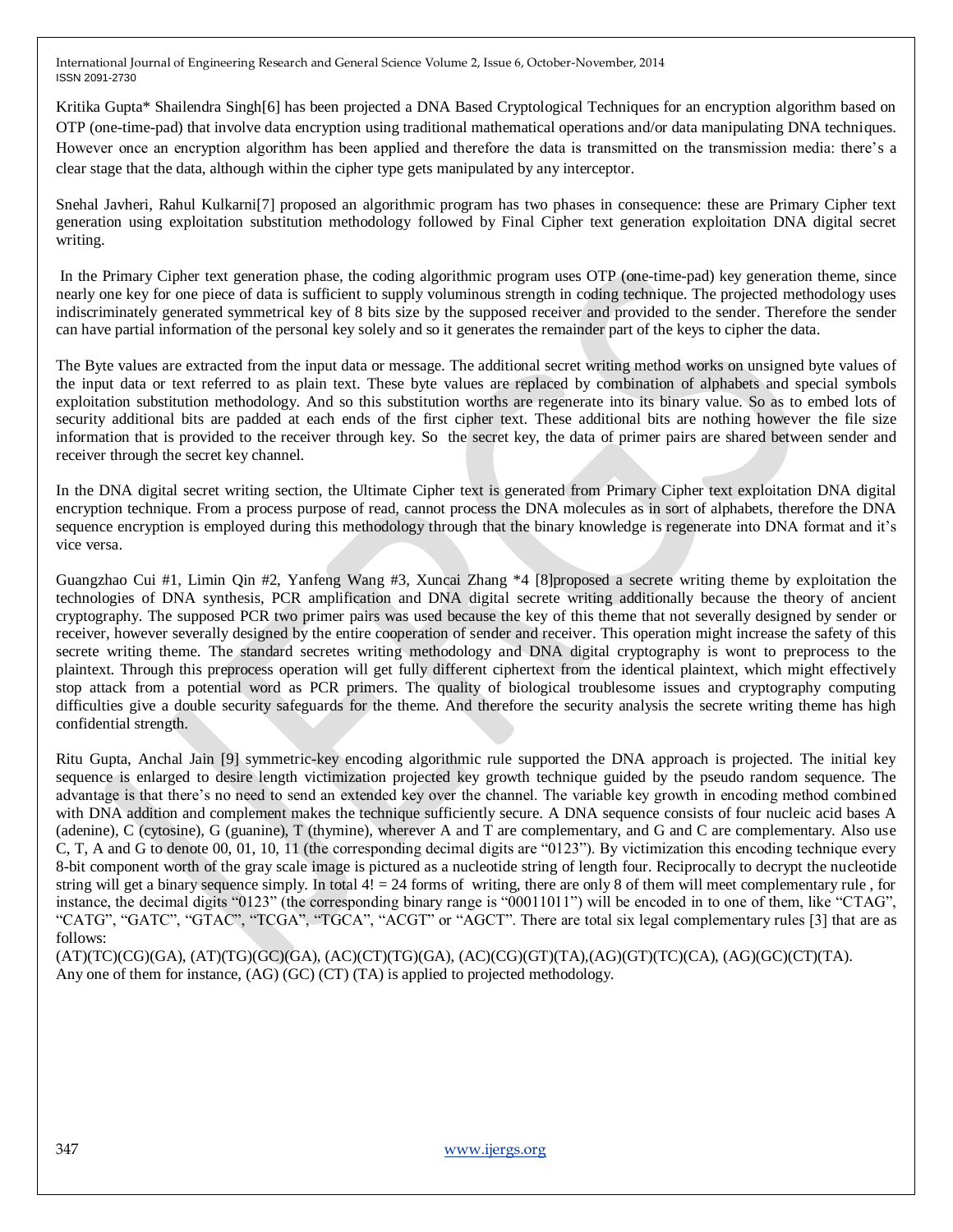Kritika Gupta* Shailendra Singh[6] has been projected a DNA Based Cryptological Techniques for an encryption algorithm based on OTP (one-time-pad) that involve data encryption using traditional mathematical operations and/or data manipulating DNA techniques. However once an encryption algorithm has been applied and therefore the data is transmitted on the transmission media: there's a clear stage that the data, although within the cipher type gets manipulated by any interceptor.

Snehal Javheri, Rahul Kulkarni[7] proposed an algorithmic program has two phases in consequence: these are Primary Cipher text generation using exploitation substitution methodology followed by Final Cipher text generation exploitation DNA digital secret writing.

In the Primary Cipher text generation phase, the coding algorithmic program uses OTP (one-time-pad) key generation theme, since nearly one key for one piece of data is sufficient to supply voluminous strength in coding technique. The projected methodology uses indiscriminately generated symmetrical key of 8 bits size by the supposed receiver and provided to the sender. Therefore the sender can have partial information of the personal key solely and so it generates the remainder part of the keys to cipher the data.

The Byte values are extracted from the input data or message. The additional secret writing method works on unsigned byte values of the input data or text referred to as plain text. These byte values are replaced by combination of alphabets and special symbols exploitation substitution methodology. And so this substitution worths are regenerate into its binary value. So as to embed lots of security additional bits are padded at each ends of the first cipher text. These additional bits are nothing however the file size information that is provided to the receiver through key. So the secret key, the data of primer pairs are shared between sender and receiver through the secret key channel.

In the DNA digital secret writing section, the Ultimate Cipher text is generated from Primary Cipher text exploitation DNA digital encryption technique. From a process purpose of read, cannot process the DNA molecules as in sort of alphabets, therefore the DNA sequence encryption is employed during this methodology through that the binary knowledge is regenerate into DNA format and it's vice versa.

Guangzhao Cui #1, Limin Qin #2, Yanfeng Wang #3, Xuncai Zhang *4 [8]proposed a secrete writing theme by exploitation the technologies of DNA synthesis, PCR amplification and DNA digital secrete writing additionally because the theory of ancient cryptography. The supposed PCR two primer pairs was used because the key of this theme that not severally designed by sender or receiver, however severally designed by the entire cooperation of sender and receiver. This operation might increase the safety of this secrete writing theme. The standard secretes writing methodology and DNA digital cryptography is wont to preprocess to the plaintext. Through this preprocess operation will get fully different ciphertext from the identical plaintext, which might effectively stop attack from a potential word as PCR primers. The quality of biological troublesome issues and cryptography computing difficulties give a double security safeguards for the theme. And therefore the security analysis the secrete writing theme has high confidential strength.

Ritu Gupta, Anchal Jain [9] symmetric-key encoding algorithmic rule supported the DNA approach is projected. The initial key sequence is enlarged to desire length victimization projected key growth technique guided by the pseudo random sequence. The advantage is that there's no need to send an extended key over the channel. The variable key growth in encoding method combined with DNA addition and complement makes the technique sufficiently secure. A DNA sequence consists of four nucleic acid bases A (adenine), C (cytosine), G (guanine), T (thymine), wherever A and T are complementary, and G and C are complementary. Also use C, T, A and G to denote 00, 01, 10, 11 (the corresponding decimal digits are "0123"). By victimization this encoding technique every 8-bit component worth of the gray scale image is pictured as a nucleotide string of length four. Reciprocally to decrypt the nucleotide string will get a binary sequence simply. In total $4! = 24$ forms of writing, there are only 8 of them will meet complementary rule , for instance, the decimal digits "0123" (the corresponding binary range is "00011011") will be encoded in to one of them, like "CTAG", "CATG", "GATC", "GTAC", "TCGA", "TGCA", "ACGT" or "AGCT". There are total six legal complementary rules [3] that are as follows:

(AT)(TC)(CG)(GA), (AT)(TG)(GC)(GA), (AC)(CT)(TG)(GA), (AC)(CG)(GT)(TA),(AG)(GT)(TC)(CA), (AG)(GC)(CT)(TA).
Any one of them for instance, (AG) (GC) (CT) (TA) is applied to projected methodology.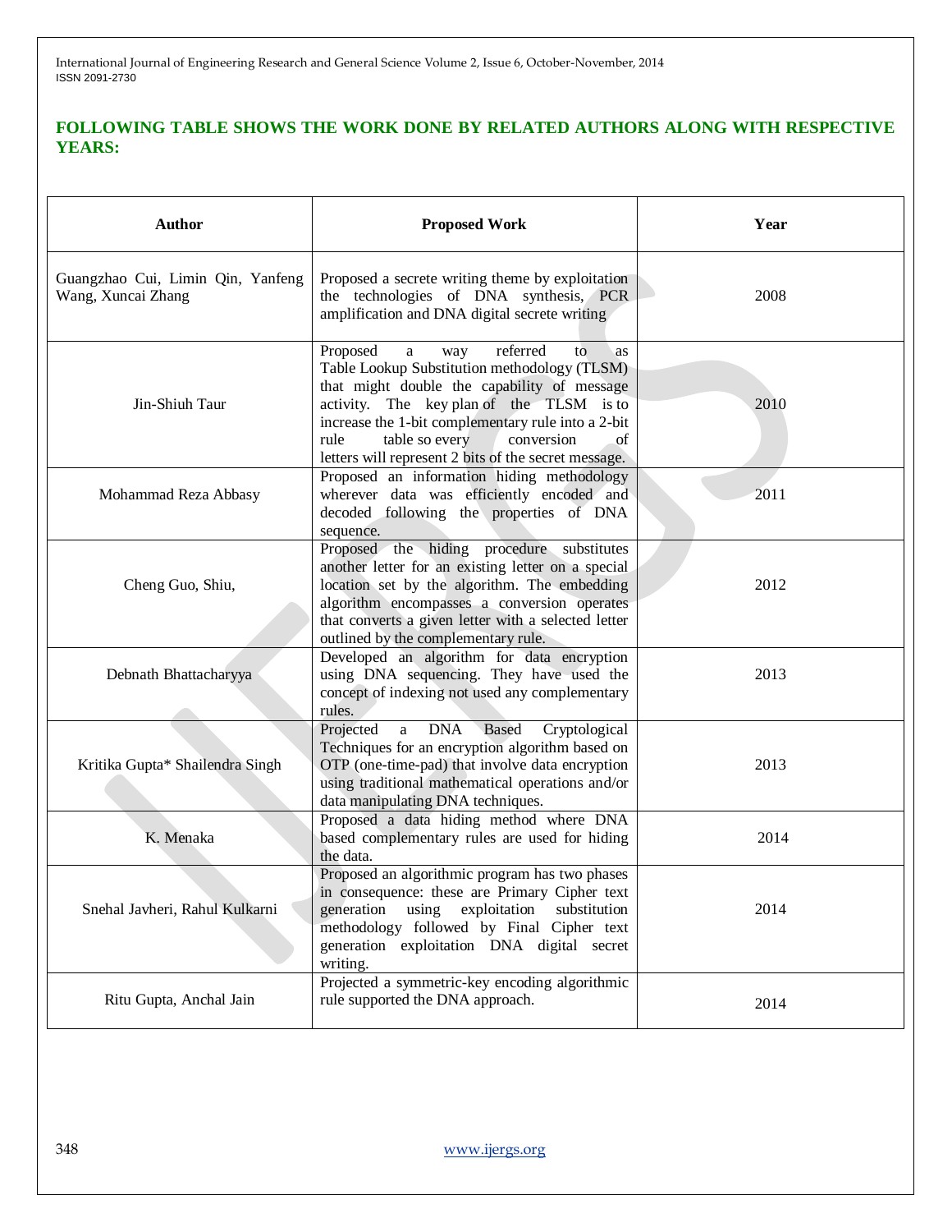### FOLLOWING TABLE SHOWS THE WORK DONE BY RELATED AUTHORS ALONG WITH RESPECTIVE YEARS:

| Author | Proposed Work | Year |
|---|---|---|
| Guangzhao Cui, Limin Qin, Yanfeng Wang, Xuncai Zhang | Proposed a secrete writing theme by exploitation the technologies of DNA synthesis, PCR amplification and DNA digital secrete writing | 2008 |
| Jin-Shiuh Taur | Proposed a way referred to as Table Lookup Substitution methodology (TLSM) that might double the capability of message activity. The key plan of the TLSM is to increase the 1-bit complementary rule into a 2-bit rule table so every conversion of letters will represent 2 bits of the secret message. | 2010 |
| Mohammad Reza Abbasy | Proposed an information hiding methodology wherever data was efficiently encoded and decoded following the properties of DNA sequence. | 2011 |
| Cheng Guo, Shiu, | Proposed the hiding procedure substitutes another letter for an existing letter on a special location set by the algorithm. The embedding algorithm encompasses a conversion operates that converts a given letter with a selected letter outlined by the complementary rule. | 2012 |
| Debnath Bhattacharyya | Developed an algorithm for data encryption using DNA sequencing. They have used the concept of indexing not used any complementary rules. | 2013 |
| Kritika Gupta* Shailendra Singh | Projected a DNA Based Cryptological Techniques for an encryption algorithm based on OTP (one-time-pad) that involve data encryption using traditional mathematical operations and/or data manipulating DNA techniques. | 2013 |
| K. Menaka | Proposed a data hiding method where DNA based complementary rules are used for hiding the data. | 2014 |
| Snehal Javheri, Rahul Kulkarni | Proposed an algorithmic program has two phases in consequence: these are Primary Cipher text generation using exploitation substitution methodology followed by Final Cipher text generation exploitation DNA digital secret writing. | 2014 |
| Ritu Gupta, Anchal Jain | Projected a symmetric-key encoding algorithmic rule supported the DNA approach. | 2014 |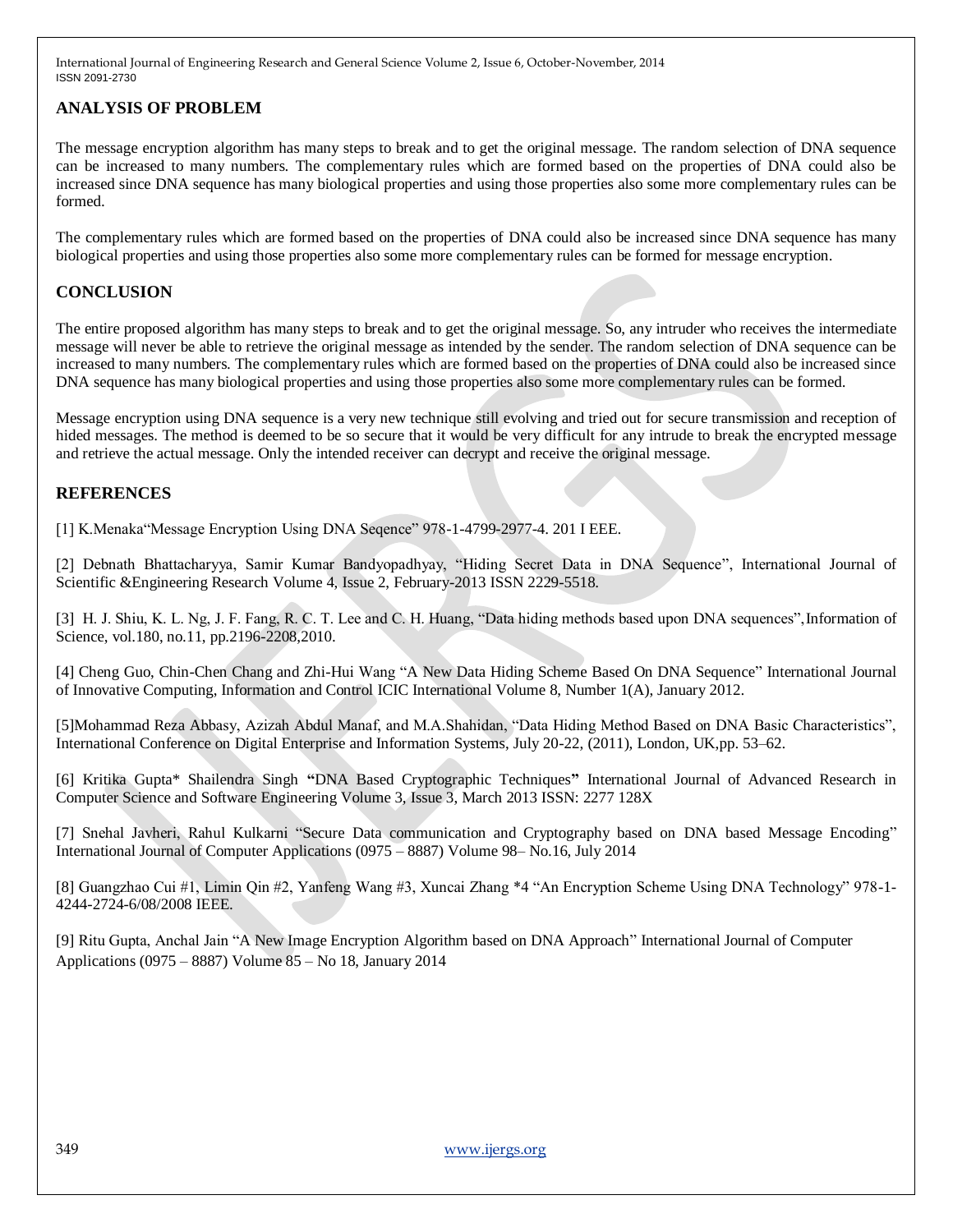## ANALYSIS OF PROBLEM

The message encryption algorithm has many steps to break and to get the original message. The random selection of DNA sequence can be increased to many numbers. The complementary rules which are formed based on the properties of DNA could also be increased since DNA sequence has many biological properties and using those properties also some more complementary rules can be formed.

The complementary rules which are formed based on the properties of DNA could also be increased since DNA sequence has many biological properties and using those properties also some more complementary rules can be formed for message encryption.

## CONCLUSION

The entire proposed algorithm has many steps to break and to get the original message. So, any intruder who receives the intermediate message will never be able to retrieve the original message as intended by the sender. The random selection of DNA sequence can be increased to many numbers. The complementary rules which are formed based on the properties of DNA could also be increased since DNA sequence has many biological properties and using those properties also some more complementary rules can be formed.

Message encryption using DNA sequence is a very new technique still evolving and tried out for secure transmission and reception of hided messages. The method is deemed to be so secure that it would be very difficult for any intrude to break the encrypted message and retrieve the actual message. Only the intended receiver can decrypt and receive the original message.

## REFERENCES

[1] K.Menaka"Message Encryption Using DNA Seqence" 978-1-4799-2977-4. 201 I EEE.

[2] Debnath Bhattacharyya, Samir Kumar Bandyopadhyay, "Hiding Secret Data in DNA Sequence", International Journal of Scientific &Engineering Research Volume 4, Issue 2, February-2013 ISSN 2229-5518.

[3] H. J. Shiu, K. L. Ng, J. F. Fang, R. C. T. Lee and C. H. Huang, "Data hiding methods based upon DNA sequences",Information of Science, vol.180, no.11, pp.2196-2208,2010.

[4] Cheng Guo, Chin-Chen Chang and Zhi-Hui Wang "A New Data Hiding Scheme Based On DNA Sequence" International Journal of Innovative Computing, Information and Control ICIC International Volume 8, Number 1(A), January 2012.

[5]Mohammad Reza Abbasy, Azizah Abdul Manaf, and M.A.Shahidan, "Data Hiding Method Based on DNA Basic Characteristics", International Conference on Digital Enterprise and Information Systems, July 20-22, (2011), London, UK,pp. 53–62.

[6] Kritika Gupta* Shailendra Singh **"**DNA Based Cryptographic Techniques**"** International Journal of Advanced Research in Computer Science and Software Engineering Volume 3, Issue 3, March 2013 ISSN: 2277 128X

[7] Snehal Javheri, Rahul Kulkarni "Secure Data communication and Cryptography based on DNA based Message Encoding" International Journal of Computer Applications (0975 – 8887) Volume 98– No.16, July 2014

[8] Guangzhao Cui #1, Limin Qin #2, Yanfeng Wang #3, Xuncai Zhang *4 "An Encryption Scheme Using DNA Technology" 978-1-4244-2724-6/08/2008 IEEE.

[9] Ritu Gupta, Anchal Jain "A New Image Encryption Algorithm based on DNA Approach" International Journal of Computer Applications (0975 – 8887) Volume 85 – No 18, January 2014